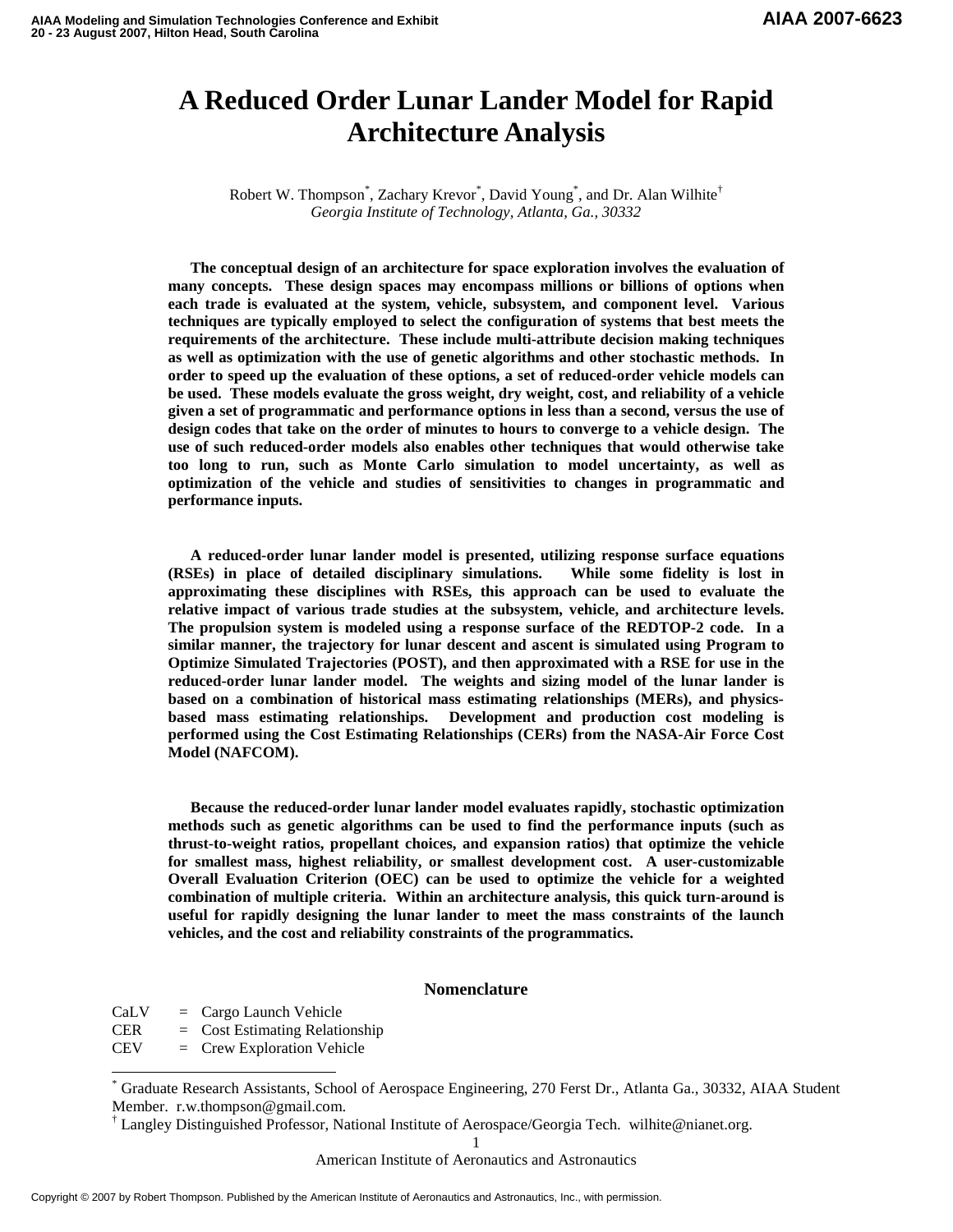# A Reduced Order Lunar Lander Model for Rapid Architecture Analysis

Robert W. Thompson[*], Zachary Krevor[*], David Young[*], and Dr. Alan Wilhite[†]
*Georgia Institute of Technology, Atlanta, Ga., 30332*

**The conceptual design of an architecture for space exploration involves the evaluation of many concepts. These design spaces may encompass millions or billions of options when each trade is evaluated at the system, vehicle, subsystem, and component level. Various techniques are typically employed to select the configuration of systems that best meets the requirements of the architecture. These include multi-attribute decision making techniques as well as optimization with the use of genetic algorithms and other stochastic methods. In order to speed up the evaluation of these options, a set of reduced-order vehicle models can be used. These models evaluate the gross weight, dry weight, cost, and reliability of a vehicle given a set of programmatic and performance options in less than a second, versus the use of design codes that take on the order of minutes to hours to converge to a vehicle design. The use of such reduced-order models also enables other techniques that would otherwise take too long to run, such as Monte Carlo simulation to model uncertainty, as well as optimization of the vehicle and studies of sensitivities to changes in programmatic and performance inputs.**

**A reduced-order lunar lander model is presented, utilizing response surface equations (RSEs) in place of detailed disciplinary simulations. While some fidelity is lost in approximating these disciplines with RSEs, this approach can be used to evaluate the relative impact of various trade studies at the subsystem, vehicle, and architecture levels. The propulsion system is modeled using a response surface of the REDTOP-2 code. In a similar manner, the trajectory for lunar descent and ascent is simulated using Program to Optimize Simulated Trajectories (POST), and then approximated with a RSE for use in the reduced-order lunar lander model. The weights and sizing model of the lunar lander is based on a combination of historical mass estimating relationships (MERs), and physics-based mass estimating relationships. Development and production cost modeling is performed using the Cost Estimating Relationships (CERs) from the NASA-Air Force Cost Model (NAFCOM).**

**Because the reduced-order lunar lander model evaluates rapidly, stochastic optimization methods such as genetic algorithms can be used to find the performance inputs (such as thrust-to-weight ratios, propellant choices, and expansion ratios) that optimize the vehicle for smallest mass, highest reliability, or smallest development cost. A user-customizable Overall Evaluation Criterion (OEC) can be used to optimize the vehicle for a weighted combination of multiple criteria. Within an architecture analysis, this quick turn-around is useful for rapidly designing the lunar lander to meet the mass constraints of the launch vehicles, and the cost and reliability constraints of the programmatics.**

## Nomenclature

CaLV = Cargo Launch Vehicle
CER = Cost Estimating Relationship
CEV = Crew Exploration Vehicle

[*] Graduate Research Assistants, School of Aerospace Engineering, 270 Ferst Dr., Atlanta Ga., 30332, AIAA Student Member. r.w.thompson@gmail.com.
[†] Langley Distinguished Professor, National Institute of Aerospace/Georgia Tech. wilhite@nianet.org.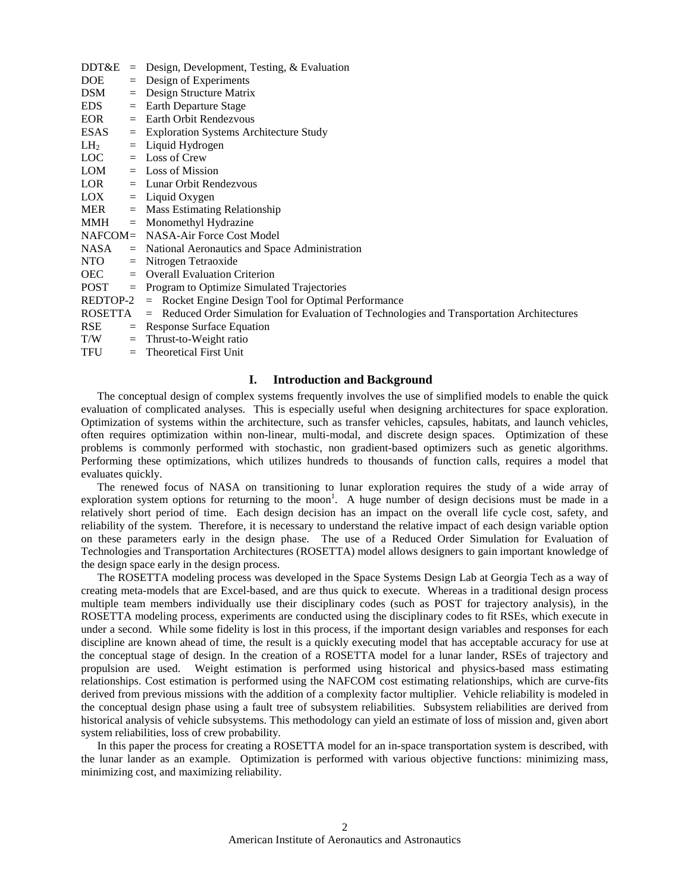DDT&E = Design, Development, Testing, & Evaluation
DOE = Design of Experiments
DSM = Design Structure Matrix
EDS = Earth Departure Stage
EOR = Earth Orbit Rendezvous
ESAS = Exploration Systems Architecture Study
$LH_2$ = Liquid Hydrogen
LOC = Loss of Crew
LOM = Loss of Mission
LOR = Lunar Orbit Rendezvous
LOX = Liquid Oxygen
MER = Mass Estimating Relationship
MMH = Monomethyl Hydrazine
NAFCOM = NASA-Air Force Cost Model
NASA = National Aeronautics and Space Administration
NTO = Nitrogen Tetraoxide
OEC = Overall Evaluation Criterion
POST = Program to Optimize Simulated Trajectories
REDTOP-2 = Rocket Engine Design Tool for Optimal Performance
ROSETTA = Reduced Order Simulation for Evaluation of Technologies and Transportation Architectures
RSE = Response Surface Equation
T/W = Thrust-to-Weight ratio
TFU = Theoretical First Unit

## I. Introduction and Background

The conceptual design of complex systems frequently involves the use of simplified models to enable the quick evaluation of complicated analyses. This is especially useful when designing architectures for space exploration. Optimization of systems within the architecture, such as transfer vehicles, capsules, habitats, and launch vehicles, often requires optimization within non-linear, multi-modal, and discrete design spaces. Optimization of these problems is commonly performed with stochastic, non gradient-based optimizers such as genetic algorithms. Performing these optimizations, which utilizes hundreds to thousands of function calls, requires a model that evaluates quickly.

The renewed focus of NASA on transitioning to lunar exploration requires the study of a wide array of exploration system options for returning to the moon[1]. A huge number of design decisions must be made in a relatively short period of time. Each design decision has an impact on the overall life cycle cost, safety, and reliability of the system. Therefore, it is necessary to understand the relative impact of each design variable option on these parameters early in the design phase. The use of a Reduced Order Simulation for Evaluation of Technologies and Transportation Architectures (ROSETTA) model allows designers to gain important knowledge of the design space early in the design process.

The ROSETTA modeling process was developed in the Space Systems Design Lab at Georgia Tech as a way of creating meta-models that are Excel-based, and are thus quick to execute. Whereas in a traditional design process multiple team members individually use their disciplinary codes (such as POST for trajectory analysis), in the ROSETTA modeling process, experiments are conducted using the disciplinary codes to fit RSEs, which execute in under a second. While some fidelity is lost in this process, if the important design variables and responses for each discipline are known ahead of time, the result is a quickly executing model that has acceptable accuracy for use at the conceptual stage of design. In the creation of a ROSETTA model for a lunar lander, RSEs of trajectory and propulsion are used. Weight estimation is performed using historical and physics-based mass estimating relationships. Cost estimation is performed using the NAFCOM cost estimating relationships, which are curve-fits derived from previous missions with the addition of a complexity factor multiplier. Vehicle reliability is modeled in the conceptual design phase using a fault tree of subsystem reliabilities. Subsystem reliabilities are derived from historical analysis of vehicle subsystems. This methodology can yield an estimate of loss of mission and, given abort system reliabilities, loss of crew probability.

In this paper the process for creating a ROSETTA model for an in-space transportation system is described, with the lunar lander as an example. Optimization is performed with various objective functions: minimizing mass, minimizing cost, and maximizing reliability.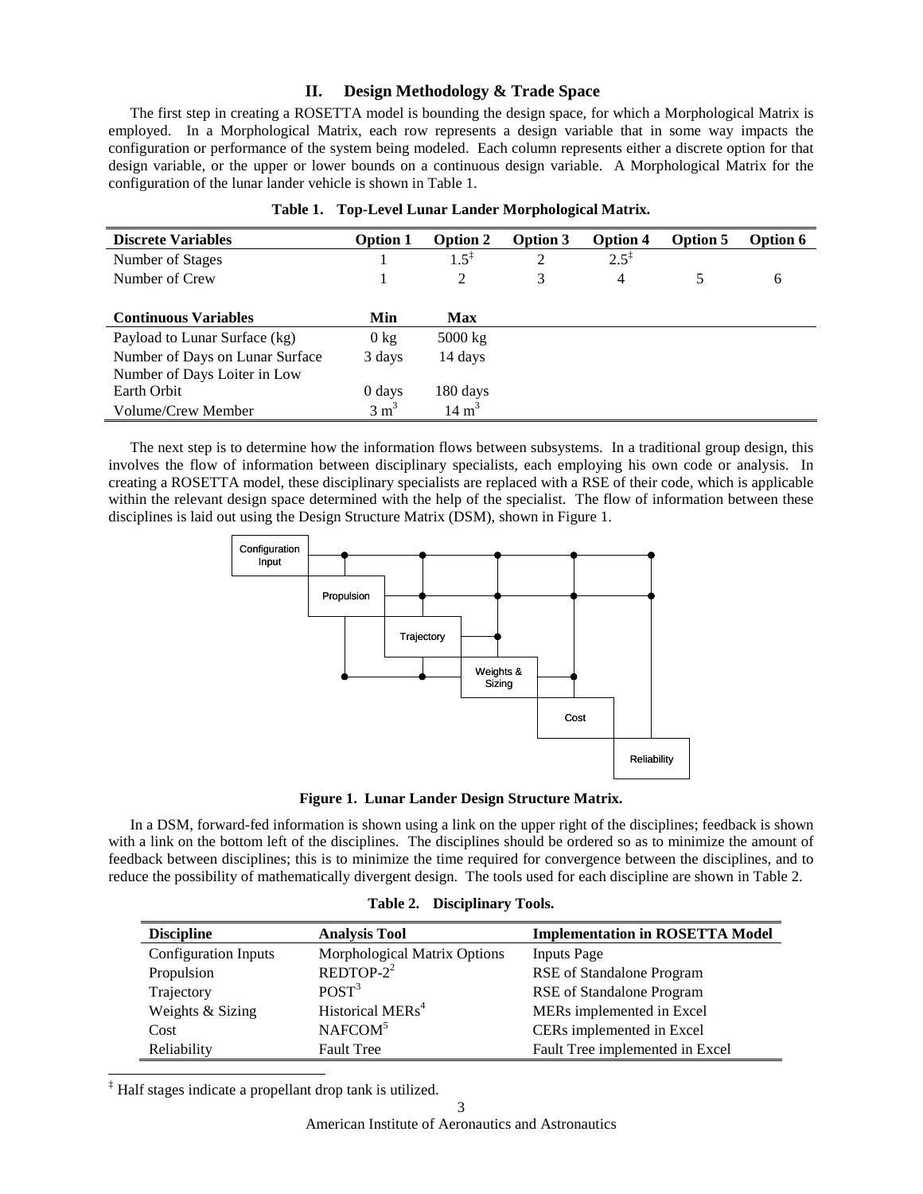## II. Design Methodology & Trade Space

The first step in creating a ROSETTA model is bounding the design space, for which a Morphological Matrix is employed. In a Morphological Matrix, each row represents a design variable that in some way impacts the configuration or performance of the system being modeled. Each column represents either a discrete option for that design variable, or the upper or lower bounds on a continuous design variable. A Morphological Matrix for the configuration of the lunar lander vehicle is shown in Table 1.

**Table 1. Top-Level Lunar Lander Morphological Matrix.**

| **Discrete Variables** | **Option 1** | **Option 2** | **Option 3** | **Option 4** | **Option 5** | **Option 6** |
|---|---|---|---|---|---|---|
| Number of Stages | 1 | 1.5[‡] | 2 | 2.5[‡] | | |
| Number of Crew | 1 | 2 | 3 | 4 | 5 | 6 |
| **Continuous Variables** | **Min** | **Max** | | | | |
| Payload to Lunar Surface (kg) | 0 kg | 5000 kg | | | | |
| Number of Days on Lunar Surface | 3 days | 14 days | | | | |
| Number of Days Loiter in Low Earth Orbit | 0 days | 180 days | | | | |
| Volume/Crew Member | $3\ m^3$ | $14\ m^3$ | | | | |

The next step is to determine how the information flows between subsystems. In a traditional group design, this involves the flow of information between disciplinary specialists, each employing his own code or analysis. In creating a ROSETTA model, these disciplinary specialists are replaced with a RSE of their code, which is applicable within the relevant design space determined with the help of the specialist. The flow of information between these disciplines is laid out using the Design Structure Matrix (DSM), shown in Figure 1.

**Figure 1. Lunar Lander Design Structure Matrix.**

In a DSM, forward-fed information is shown using a link on the upper right of the disciplines; feedback is shown with a link on the bottom left of the disciplines. The disciplines should be ordered so as to minimize the amount of feedback between disciplines; this is to minimize the time required for convergence between the disciplines, and to reduce the possibility of mathematically divergent design. The tools used for each discipline are shown in Table 2.

**Table 2. Disciplinary Tools.**

| **Discipline** | **Analysis Tool** | **Implementation in ROSETTA Model** |
|---|---|---|
| Configuration Inputs | Morphological Matrix Options | Inputs Page |
| Propulsion | REDTOP-2[2] | RSE of Standalone Program |
| Trajectory | POST[3] | RSE of Standalone Program |
| Weights & Sizing | Historical MERs[4] | MERs implemented in Excel |
| Cost | NAFCOM[5] | CERs implemented in Excel |
| Reliability | Fault Tree | Fault Tree implemented in Excel |

[‡] Half stages indicate a propellant drop tank is utilized.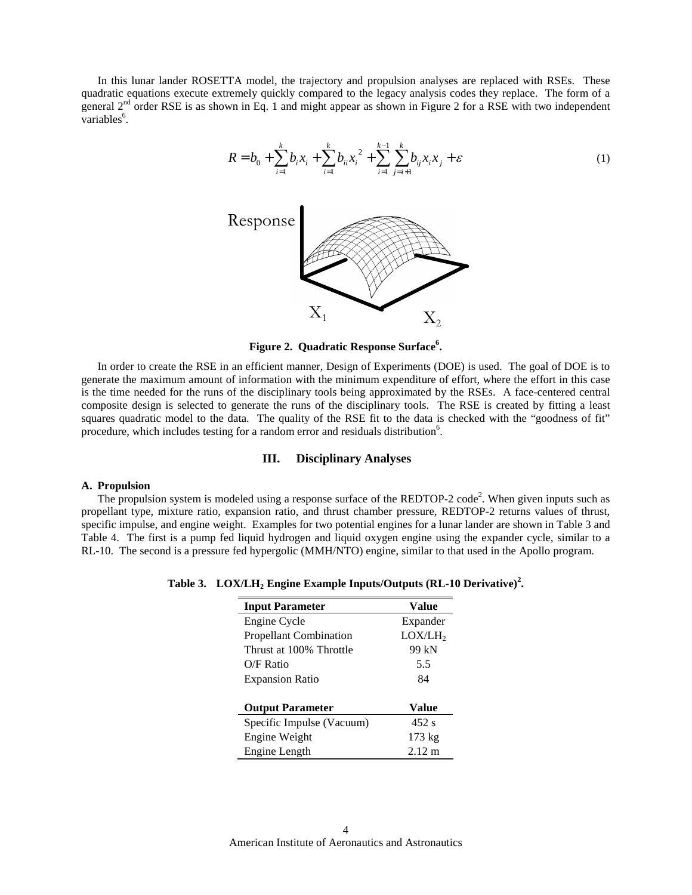In this lunar lander ROSETTA model, the trajectory and propulsion analyses are replaced with RSEs. These quadratic equations execute extremely quickly compared to the legacy analysis codes they replace. The form of a general 2nd order RSE is as shown in Eq. 1 and might appear as shown in Figure 2 for a RSE with two independent variables[6].

$$R = b_0 + \sum_{i=1}^{k} b_i x_i + \sum_{i=1}^{k} b_{ii} x_i^{\ 2} + \sum_{i=1}^{k-1} \sum_{j=i+1}^{k} b_{ij} x_i x_j + \varepsilon \tag{1}$$

**Figure 2. Quadratic Response Surface[6].**

In order to create the RSE in an efficient manner, Design of Experiments (DOE) is used. The goal of DOE is to generate the maximum amount of information with the minimum expenditure of effort, where the effort in this case is the time needed for the runs of the disciplinary tools being approximated by the RSEs. A face-centered central composite design is selected to generate the runs of the disciplinary tools. The RSE is created by fitting a least squares quadratic model to the data. The quality of the RSE fit to the data is checked with the "goodness of fit" procedure, which includes testing for a random error and residuals distribution[6].

## III. Disciplinary Analyses

### A. Propulsion

The propulsion system is modeled using a response surface of the REDTOP-2 code[2]. When given inputs such as propellant type, mixture ratio, expansion ratio, and thrust chamber pressure, REDTOP-2 returns values of thrust, specific impulse, and engine weight. Examples for two potential engines for a lunar lander are shown in Table 3 and Table 4. The first is a pump fed liquid hydrogen and liquid oxygen engine using the expander cycle, similar to a RL-10. The second is a pressure fed hypergolic (MMH/NTO) engine, similar to that used in the Apollo program.

**Table 3. LOX/$LH_2$ Engine Example Inputs/Outputs (RL-10 Derivative)[2].**

| Input Parameter | Value |
|---|---|
| Engine Cycle | Expander |
| Propellant Combination | LOX/$LH_2$ |
| Thrust at 100% Throttle | 99 kN |
| O/F Ratio | 5.5 |
| Expansion Ratio | 84 |
| **Output Parameter** | **Value** |
| Specific Impulse (Vacuum) | 452 s |
| Engine Weight | 173 kg |
| Engine Length | 2.12 m |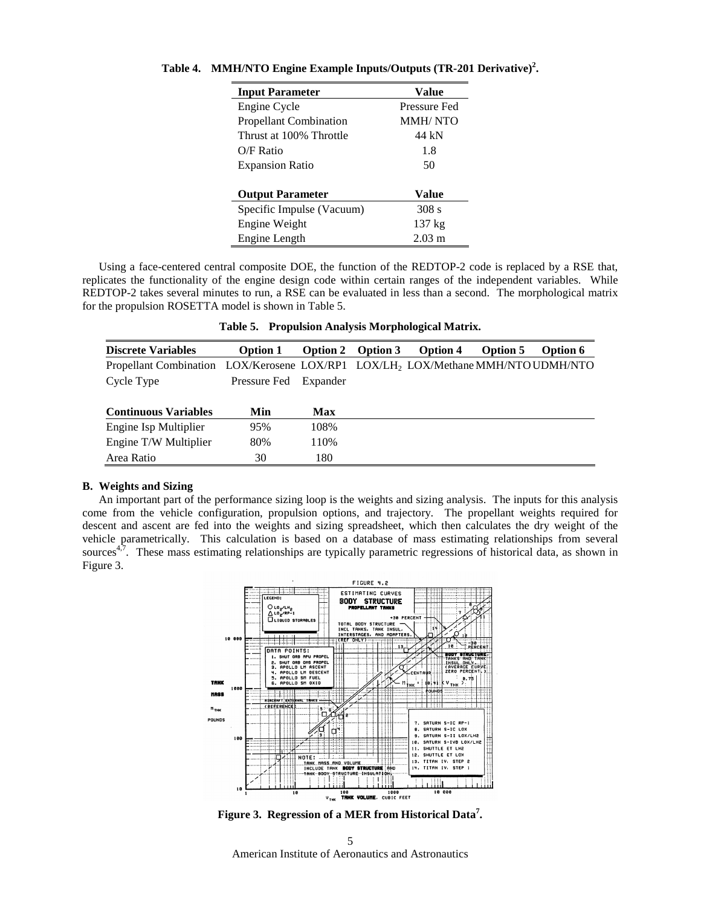**Table 4. MMH/NTO Engine Example Inputs/Outputs (TR-201 Derivative)[2].**

| Input Parameter | Value |
|---|---|
| Engine Cycle | Pressure Fed |
| Propellant Combination | MMH/ NTO |
| Thrust at 100% Throttle | 44 kN |
| O/F Ratio | 1.8 |
| Expansion Ratio | 50 |
| **Output Parameter** | **Value** |
| Specific Impulse (Vacuum) | 308 s |
| Engine Weight | 137 kg |
| Engine Length | 2.03 m |

Using a face-centered central composite DOE, the function of the REDTOP-2 code is replaced by a RSE that, replicates the functionality of the engine design code within certain ranges of the independent variables. While REDTOP-2 takes several minutes to run, a RSE can be evaluated in less than a second. The morphological matrix for the propulsion ROSETTA model is shown in Table 5.

**Table 5. Propulsion Analysis Morphological Matrix.**

| Discrete Variables | Option 1 | Option 2 | Option 3 | Option 4 | Option 5 | Option 6 |
|---|---|---|---|---|---|---|
| Propellant Combination | LOX/Kerosene | LOX/RP1 | $LOX/LH_2$ | LOX/Methane | MMH/NTO | UDMH/NTO |
| Cycle Type | Pressure Fed | Expander | | | | |
| **Continuous Variables** | **Min** | **Max** | | | | |
| Engine Isp Multiplier | 95% | 108% | | | | |
| Engine T/W Multiplier | 80% | 110% | | | | |
| Area Ratio | 30 | 180 | | | | |

### B. Weights and Sizing

An important part of the performance sizing loop is the weights and sizing analysis. The inputs for this analysis come from the vehicle configuration, propulsion options, and trajectory. The propellant weights required for descent and ascent are fed into the weights and sizing spreadsheet, which then calculates the dry weight of the vehicle parametrically. This calculation is based on a database of mass estimating relationships from several sources[4,7]. These mass estimating relationships are typically parametric regressions of historical data, as shown in Figure 3.

**Figure 3. Regression of a MER from Historical Data[7].**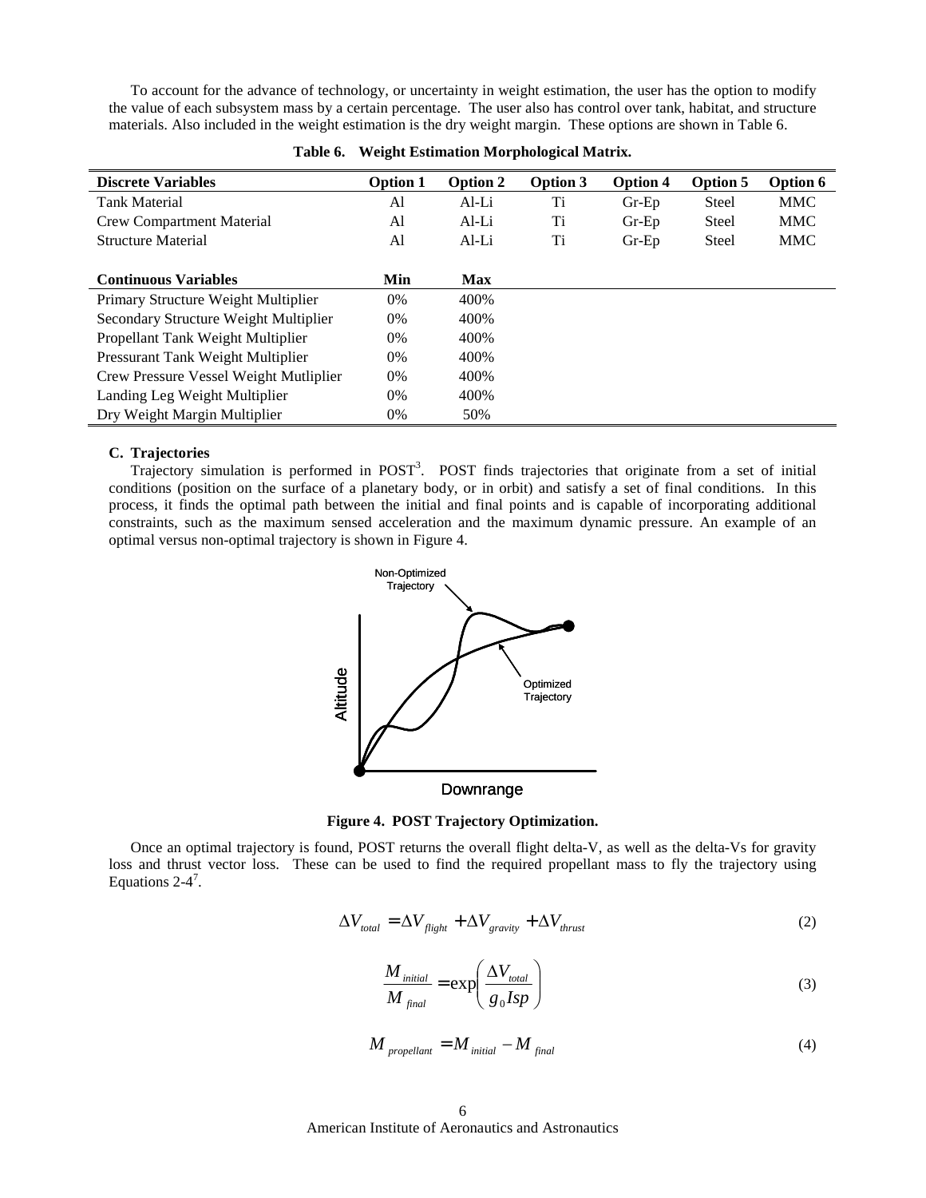To account for the advance of technology, or uncertainty in weight estimation, the user has the option to modify the value of each subsystem mass by a certain percentage. The user also has control over tank, habitat, and structure materials. Also included in the weight estimation is the dry weight margin. These options are shown in Table 6.

**Table 6. Weight Estimation Morphological Matrix.**

| Discrete Variables | Option 1 | Option 2 | Option 3 | Option 4 | Option 5 | Option 6 |
|---|---|---|---|---|---|---|
| Tank Material | Al | Al-Li | Ti | Gr-Ep | Steel | MMC |
| Crew Compartment Material | Al | Al-Li | Ti | Gr-Ep | Steel | MMC |
| Structure Material | Al | Al-Li | Ti | Gr-Ep | Steel | MMC |
| **Continuous Variables** | **Min** | **Max** | | | | |
| Primary Structure Weight Multiplier | 0% | 400% | | | | |
| Secondary Structure Weight Multiplier | 0% | 400% | | | | |
| Propellant Tank Weight Multiplier | 0% | 400% | | | | |
| Pressurant Tank Weight Multiplier | 0% | 400% | | | | |
| Crew Pressure Vessel Weight Mutliplier | 0% | 400% | | | | |
| Landing Leg Weight Multiplier | 0% | 400% | | | | |
| Dry Weight Margin Multiplier | 0% | 50% | | | | |

### C. Trajectories

Trajectory simulation is performed in POST[3]. POST finds trajectories that originate from a set of initial conditions (position on the surface of a planetary body, or in orbit) and satisfy a set of final conditions. In this process, it finds the optimal path between the initial and final points and is capable of incorporating additional constraints, such as the maximum sensed acceleration and the maximum dynamic pressure. An example of an optimal versus non-optimal trajectory is shown in Figure 4.

**Figure 4. POST Trajectory Optimization.**

Once an optimal trajectory is found, POST returns the overall flight delta-V, as well as the delta-Vs for gravity loss and thrust vector loss. These can be used to find the required propellant mass to fly the trajectory using Equations 2-4[7].

$$\Delta V_{total} = \Delta V_{flight} + \Delta V_{gravity} + \Delta V_{thrust} \tag{2}$$

$$\frac{M_{initial}}{M_{final}} = \exp\left(\frac{\Delta V_{total}}{g_0 Isp}\right) \tag{3}$$

$$M_{propellant} = M_{initial} - M_{final} \tag{4}$$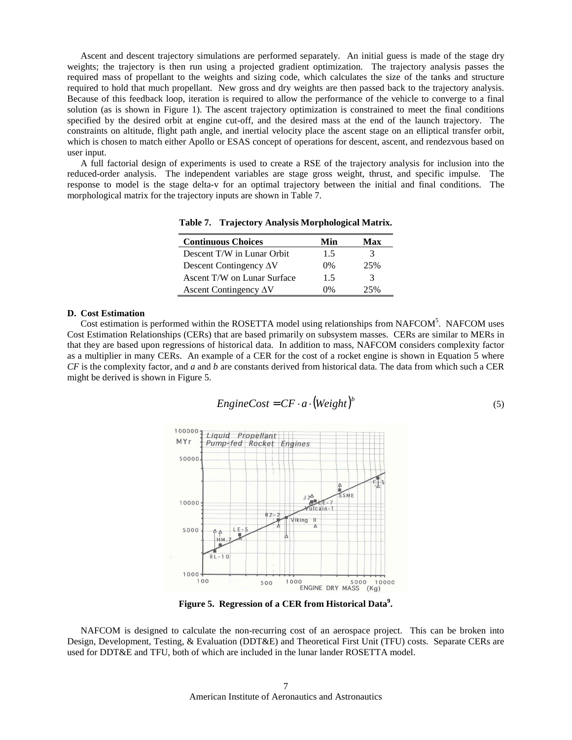Ascent and descent trajectory simulations are performed separately. An initial guess is made of the stage dry weights; the trajectory is then run using a projected gradient optimization. The trajectory analysis passes the required mass of propellant to the weights and sizing code, which calculates the size of the tanks and structure required to hold that much propellant. New gross and dry weights are then passed back to the trajectory analysis. Because of this feedback loop, iteration is required to allow the performance of the vehicle to converge to a final solution (as is shown in Figure 1). The ascent trajectory optimization is constrained to meet the final conditions specified by the desired orbit at engine cut-off, and the desired mass at the end of the launch trajectory. The constraints on altitude, flight path angle, and inertial velocity place the ascent stage on an elliptical transfer orbit, which is chosen to match either Apollo or ESAS concept of operations for descent, ascent, and rendezvous based on user input.

A full factorial design of experiments is used to create a RSE of the trajectory analysis for inclusion into the reduced-order analysis. The independent variables are stage gross weight, thrust, and specific impulse. The response to model is the stage delta-v for an optimal trajectory between the initial and final conditions. The morphological matrix for the trajectory inputs are shown in Table 7.

**Table 7. Trajectory Analysis Morphological Matrix.**

| Continuous Choices | Min | Max |
|---|---|---|
| Descent T/W in Lunar Orbit | 1.5 | 3 |
| Descent Contingency $\Delta$V | 0% | 25% |
| Ascent T/W on Lunar Surface | 1.5 | 3 |
| Ascent Contingency $\Delta$V | 0% | 25% |

### D. Cost Estimation

Cost estimation is performed within the ROSETTA model using relationships from NAFCOM[5]. NAFCOM uses Cost Estimation Relationships (CERs) that are based primarily on subsystem masses. CERs are similar to MERs in that they are based upon regressions of historical data. In addition to mass, NAFCOM considers complexity factor as a multiplier in many CERs. An example of a CER for the cost of a rocket engine is shown in Equation 5 where *CF* is the complexity factor, and *a* and *b* are constants derived from historical data. The data from which such a CER might be derived is shown in Figure 5.

$$EngineCost = CF \cdot a \cdot (Weight)^{b} \tag{5}$$

**Figure 5. Regression of a CER from Historical Data[9].**

NAFCOM is designed to calculate the non-recurring cost of an aerospace project. This can be broken into Design, Development, Testing, & Evaluation (DDT&E) and Theoretical First Unit (TFU) costs. Separate CERs are used for DDT&E and TFU, both of which are included in the lunar lander ROSETTA model.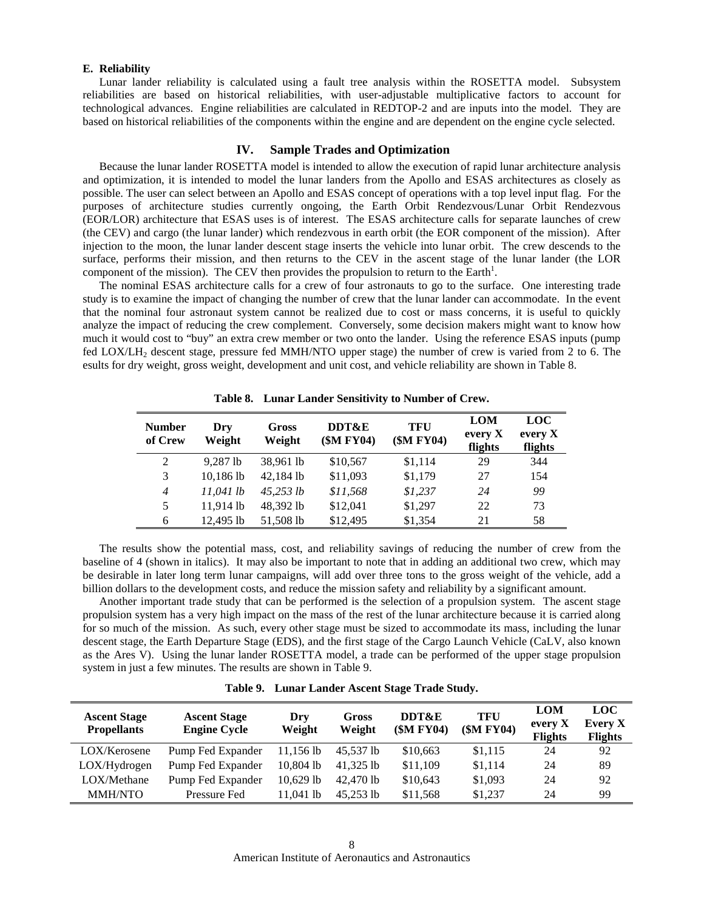### E. Reliability

Lunar lander reliability is calculated using a fault tree analysis within the ROSETTA model. Subsystem reliabilities are based on historical reliabilities, with user-adjustable multiplicative factors to account for technological advances. Engine reliabilities are calculated in REDTOP-2 and are inputs into the model. They are based on historical reliabilities of the components within the engine and are dependent on the engine cycle selected.

## IV. Sample Trades and Optimization

Because the lunar lander ROSETTA model is intended to allow the execution of rapid lunar architecture analysis and optimization, it is intended to model the lunar landers from the Apollo and ESAS architectures as closely as possible. The user can select between an Apollo and ESAS concept of operations with a top level input flag. For the purposes of architecture studies currently ongoing, the Earth Orbit Rendezvous/Lunar Orbit Rendezvous (EOR/LOR) architecture that ESAS uses is of interest. The ESAS architecture calls for separate launches of crew (the CEV) and cargo (the lunar lander) which rendezvous in earth orbit (the EOR component of the mission). After injection to the moon, the lunar lander descent stage inserts the vehicle into lunar orbit. The crew descends to the surface, performs their mission, and then returns to the CEV in the ascent stage of the lunar lander (the LOR component of the mission). The CEV then provides the propulsion to return to the Earth[1].

The nominal ESAS architecture calls for a crew of four astronauts to go to the surface. One interesting trade study is to examine the impact of changing the number of crew that the lunar lander can accommodate. In the event that the nominal four astronaut system cannot be realized due to cost or mass concerns, it is useful to quickly analyze the impact of reducing the crew complement. Conversely, some decision makers might want to know how much it would cost to "buy" an extra crew member or two onto the lander. Using the reference ESAS inputs (pump fed $LOX/LH_2$ descent stage, pressure fed MMH/NTO upper stage) the number of crew is varied from 2 to 6. The esults for dry weight, gross weight, development and unit cost, and vehicle reliability are shown in Table 8.

**Table 8. Lunar Lander Sensitivity to Number of Crew.**

| Number of Crew | Dry Weight | Gross Weight | DDT&E ($M FY04) | TFU ($M FY04) | LOM every X flights | LOC every X flights |
|---|---|---|---|---|---|---|
| 2 | 9,287 lb | 38,961 lb | $10,567 | $1,114 | 29 | 344 |
| 3 | 10,186 lb | 42,184 lb | $11,093 | $1,179 | 27 | 154 |
| *4* | *11,041 lb* | *45,253 lb* | *$11,568* | *$1,237* | *24* | *99* |
| 5 | 11,914 lb | 48,392 lb | $12,041 | $1,297 | 22 | 73 |
| 6 | 12,495 lb | 51,508 lb | $12,495 | $1,354 | 21 | 58 |

The results show the potential mass, cost, and reliability savings of reducing the number of crew from the baseline of 4 (shown in italics). It may also be important to note that in adding an additional two crew, which may be desirable in later long term lunar campaigns, will add over three tons to the gross weight of the vehicle, add a billion dollars to the development costs, and reduce the mission safety and reliability by a significant amount.

Another important trade study that can be performed is the selection of a propulsion system. The ascent stage propulsion system has a very high impact on the mass of the rest of the lunar architecture because it is carried along for so much of the mission. As such, every other stage must be sized to accommodate its mass, including the lunar descent stage, the Earth Departure Stage (EDS), and the first stage of the Cargo Launch Vehicle (CaLV, also known as the Ares V). Using the lunar lander ROSETTA model, a trade can be performed of the upper stage propulsion system in just a few minutes. The results are shown in Table 9.

**Table 9. Lunar Lander Ascent Stage Trade Study.**

| Ascent Stage Propellants | Ascent Stage Engine Cycle | Dry Weight | Gross Weight | DDT&E ($M FY04) | TFU ($M FY04) | LOM every X Flights | LOC Every X Flights |
|---|---|---|---|---|---|---|---|
| LOX/Kerosene | Pump Fed Expander | 11,156 lb | 45,537 lb | $10,663 | $1,115 | 24 | 92 |
| LOX/Hydrogen | Pump Fed Expander | 10,804 lb | 41,325 lb | $11,109 | $1,114 | 24 | 89 |
| LOX/Methane | Pump Fed Expander | 10,629 lb | 42,470 lb | $10,643 | $1,093 | 24 | 92 |
| MMH/NTO | Pressure Fed | 11,041 lb | 45,253 lb | $11,568 | $1,237 | 24 | 99 |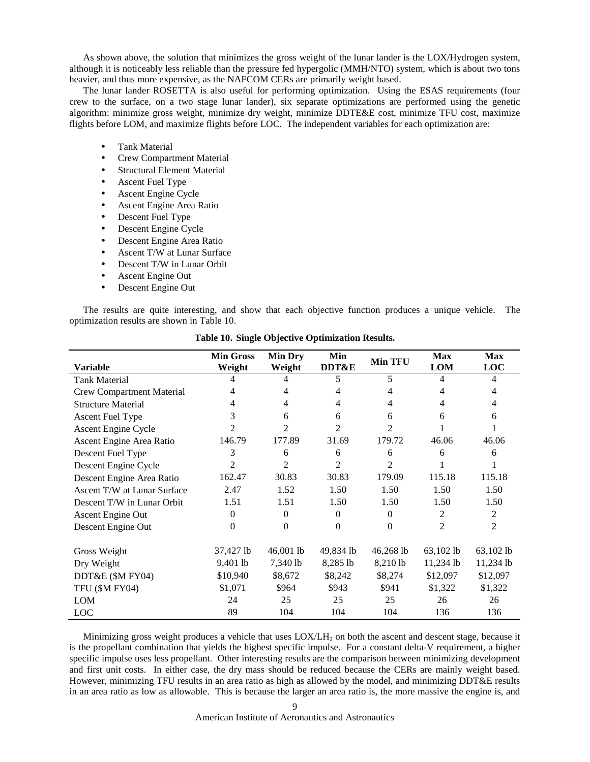As shown above, the solution that minimizes the gross weight of the lunar lander is the LOX/Hydrogen system, although it is noticeably less reliable than the pressure fed hypergolic (MMH/NTO) system, which is about two tons heavier, and thus more expensive, as the NAFCOM CERs are primarily weight based.

The lunar lander ROSETTA is also useful for performing optimization. Using the ESAS requirements (four crew to the surface, on a two stage lunar lander), six separate optimizations are performed using the genetic algorithm: minimize gross weight, minimize dry weight, minimize DDTE&E cost, minimize TFU cost, maximize flights before LOM, and maximize flights before LOC. The independent variables for each optimization are:

- Tank Material
- Crew Compartment Material
- Structural Element Material
- Ascent Fuel Type
- Ascent Engine Cycle
- Ascent Engine Area Ratio
- Descent Fuel Type
- Descent Engine Cycle
- Descent Engine Area Ratio
- Ascent T/W at Lunar Surface
- Descent T/W in Lunar Orbit
- Ascent Engine Out
- Descent Engine Out

The results are quite interesting, and show that each objective function produces a unique vehicle. The optimization results are shown in Table 10.

**Table 10. Single Objective Optimization Results.**

| Variable | Min Gross Weight | Min Dry Weight | Min DDT&E | Min TFU | Max LOM | Max LOC |
|---|---|---|---|---|---|---|
| Tank Material | 4 | 4 | 5 | 5 | 4 | 4 |
| Crew Compartment Material | 4 | 4 | 4 | 4 | 4 | 4 |
| Structure Material | 4 | 4 | 4 | 4 | 4 | 4 |
| Ascent Fuel Type | 3 | 6 | 6 | 6 | 6 | 6 |
| Ascent Engine Cycle | 2 | 2 | 2 | 2 | 1 | 1 |
| Ascent Engine Area Ratio | 146.79 | 177.89 | 31.69 | 179.72 | 46.06 | 46.06 |
| Descent Fuel Type | 3 | 6 | 6 | 6 | 6 | 6 |
| Descent Engine Cycle | 2 | 2 | 2 | 2 | 1 | 1 |
| Descent Engine Area Ratio | 162.47 | 30.83 | 30.83 | 179.09 | 115.18 | 115.18 |
| Ascent T/W at Lunar Surface | 2.47 | 1.52 | 1.50 | 1.50 | 1.50 | 1.50 |
| Descent T/W in Lunar Orbit | 1.51 | 1.51 | 1.50 | 1.50 | 1.50 | 1.50 |
| Ascent Engine Out | 0 | 0 | 0 | 0 | 2 | 2 |
| Descent Engine Out | 0 | 0 | 0 | 0 | 2 | 2 |
| | | | | | | |
| Gross Weight | 37,427 lb | 46,001 lb | 49,834 lb | 46,268 lb | 63,102 lb | 63,102 lb |
| Dry Weight | 9,401 lb | 7,340 lb | 8,285 lb | 8,210 lb | 11,234 lb | 11,234 lb |
| DDT&E ($M FY04) | $10,940 | $8,672 | $8,242 | $8,274 | $12,097 | $12,097 |
| TFU ($M FY04) | $1,071 | $964 | $943 | $941 | $1,322 | $1,322 |
| LOM | 24 | 25 | 25 | 25 | 26 | 26 |
| LOC | 89 | 104 | 104 | 104 | 136 | 136 |

Minimizing gross weight produces a vehicle that uses $LOX/LH_2$ on both the ascent and descent stage, because it is the propellant combination that yields the highest specific impulse. For a constant delta-V requirement, a higher specific impulse uses less propellant. Other interesting results are the comparison between minimizing development and first unit costs. In either case, the dry mass should be reduced because the CERs are mainly weight based. However, minimizing TFU results in an area ratio as high as allowed by the model, and minimizing DDT&E results in an area ratio as low as allowable. This is because the larger an area ratio is, the more massive the engine is, and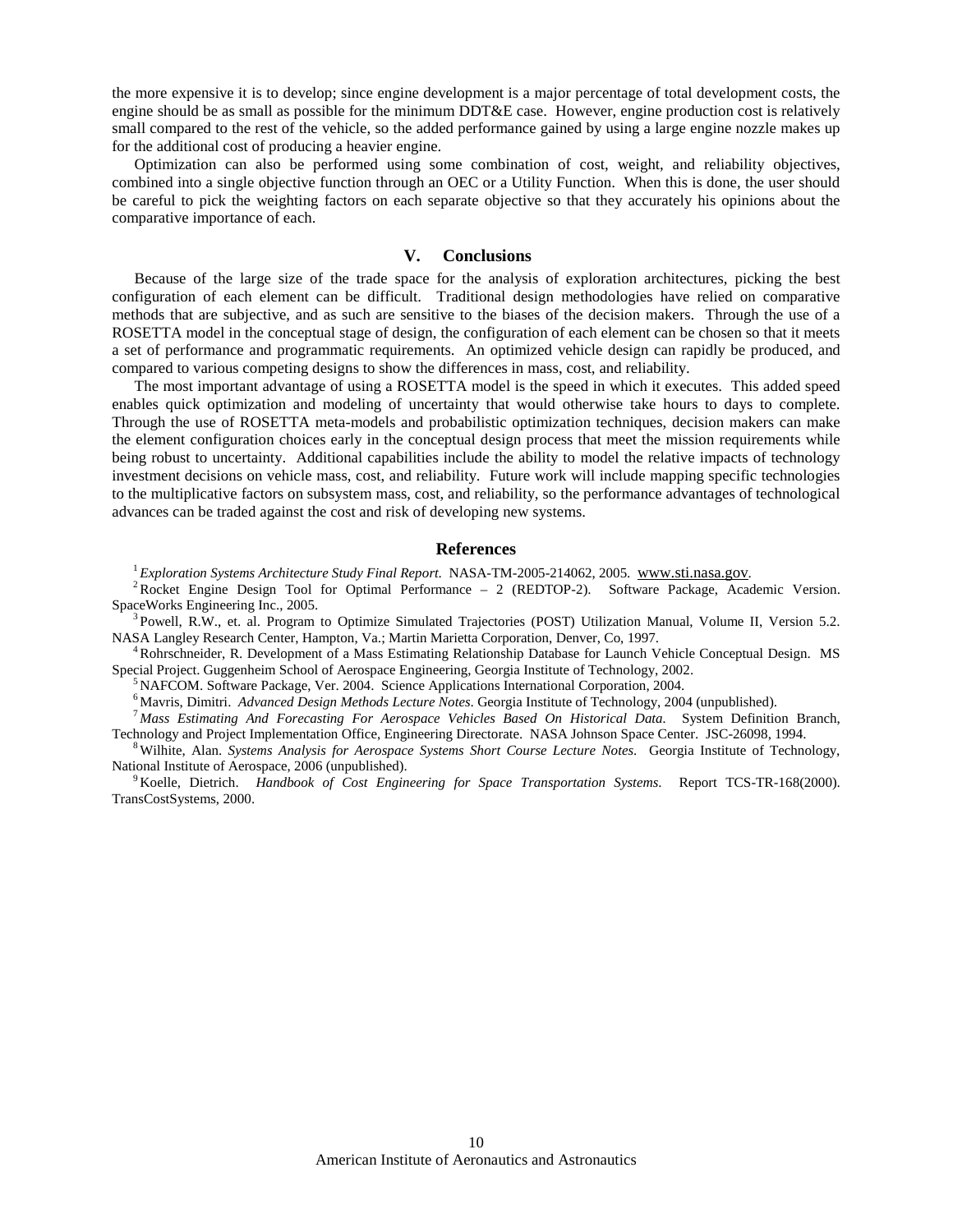the more expensive it is to develop; since engine development is a major percentage of total development costs, the engine should be as small as possible for the minimum DDT&E case. However, engine production cost is relatively small compared to the rest of the vehicle, so the added performance gained by using a large engine nozzle makes up for the additional cost of producing a heavier engine.

Optimization can also be performed using some combination of cost, weight, and reliability objectives, combined into a single objective function through an OEC or a Utility Function. When this is done, the user should be careful to pick the weighting factors on each separate objective so that they accurately his opinions about the comparative importance of each.

## V. Conclusions

Because of the large size of the trade space for the analysis of exploration architectures, picking the best configuration of each element can be difficult. Traditional design methodologies have relied on comparative methods that are subjective, and as such are sensitive to the biases of the decision makers. Through the use of a ROSETTA model in the conceptual stage of design, the configuration of each element can be chosen so that it meets a set of performance and programmatic requirements. An optimized vehicle design can rapidly be produced, and compared to various competing designs to show the differences in mass, cost, and reliability.

The most important advantage of using a ROSETTA model is the speed in which it executes. This added speed enables quick optimization and modeling of uncertainty that would otherwise take hours to days to complete. Through the use of ROSETTA meta-models and probabilistic optimization techniques, decision makers can make the element configuration choices early in the conceptual design process that meet the mission requirements while being robust to uncertainty. Additional capabilities include the ability to model the relative impacts of technology investment decisions on vehicle mass, cost, and reliability. Future work will include mapping specific technologies to the multiplicative factors on subsystem mass, cost, and reliability, so the performance advantages of technological advances can be traded against the cost and risk of developing new systems.

## References

[1] *Exploration Systems Architecture Study Final Report*. NASA-TM-2005-214062, 2005. www.sti.nasa.gov.

[2] Rocket Engine Design Tool for Optimal Performance – 2 (REDTOP-2). Software Package, Academic Version. SpaceWorks Engineering Inc., 2005.

[3] Powell, R.W., et. al. Program to Optimize Simulated Trajectories (POST) Utilization Manual, Volume II, Version 5.2. NASA Langley Research Center, Hampton, Va.; Martin Marietta Corporation, Denver, Co, 1997.

[4] Rohrschneider, R. Development of a Mass Estimating Relationship Database for Launch Vehicle Conceptual Design. MS Special Project. Guggenheim School of Aerospace Engineering, Georgia Institute of Technology, 2002.

[5] NAFCOM. Software Package, Ver. 2004. Science Applications International Corporation, 2004.

[6] Mavris, Dimitri. *Advanced Design Methods Lecture Notes*. Georgia Institute of Technology, 2004 (unpublished).

[7] *Mass Estimating And Forecasting For Aerospace Vehicles Based On Historical Data*. System Definition Branch, Technology and Project Implementation Office, Engineering Directorate. NASA Johnson Space Center. JSC-26098, 1994.

[8] Wilhite, Alan. *Systems Analysis for Aerospace Systems Short Course Lecture Notes*. Georgia Institute of Technology, National Institute of Aerospace, 2006 (unpublished).

[9] Koelle, Dietrich. *Handbook of Cost Engineering for Space Transportation Systems*. Report TCS-TR-168(2000). TransCostSystems, 2000.